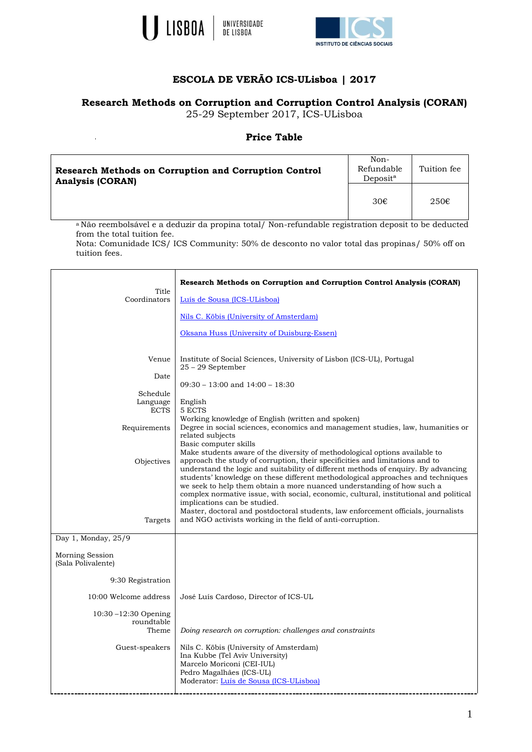# ESCOLA DE VERÃO ICS-ULisboa | 2017

## Research Methods on Corruption and Corruption Control Analysis (CORAN)

25-29 September 2017, ICS-ULisboa

### Price Table

| **Research Methods on Corruption and Corruption Control Analysis (CORAN)** | Non-Refundable Deposit[a] | Tuition fee |
|---|---|---|
| | 30€ | 250€ |

[a] Não reembolsável e a deduzir da propina total/ Non-refundable registration deposit to be deducted from the total tuition fee.

Nota: Comunidade ICS/ ICS Community: 50% de desconto no valor total das propinas/ 50% off on tuition fees.

| | |
|---|---|
| Title | **Research Methods on Corruption and Corruption Control Analysis (CORAN)** |
| Coordinators | Luís de Sousa (ICS-ULisboa)<br>Nils C. Köbis (University of Amsterdam)<br>Oksana Huss (University of Duisburg-Essen) |
| Venue | Institute of Social Sciences, University of Lisbon (ICS-UL), Portugal |
| Date | 25 – 29 September |
| Schedule | 09:30 – 13:00 and 14:00 – 18:30 |
| Language | English |
| ECTS | 5 ECTS |
| Requirements | Working knowledge of English (written and spoken)<br>Degree in social sciences, economics and management studies, law, humanities or related subjects<br>Basic computer skills |
| Objectives | Make students aware of the diversity of methodological options available to approach the study of corruption, their specificities and limitations and to understand the logic and suitability of different methods of enquiry. By advancing students' knowledge on these different methodological approaches and techniques we seek to help them obtain a more nuanced understanding of how such a complex normative issue, with social, economic, cultural, institutional and political implications can be studied. |
| Targets | Master, doctoral and postdoctoral students, law enforcement officials, journalists and NGO activists working in the field of anti-corruption. |
| Day 1, Monday, 25/9<br><br>Morning Session (Sala Polivalente) | |
| 9:30 Registration | |
| 10:00 Welcome address | José Luís Cardoso, Director of ICS-UL |
| 10:30 –12:30 Opening roundtable<br>Theme | *Doing research on corruption: challenges and constraints* |
| Guest-speakers | Nils C. Köbis (University of Amsterdam)<br>Ina Kubbe (Tel Aviv University)<br>Marcelo Moriconi (CEI-IUL)<br>Pedro Magalhães (ICS-UL)<br>Moderator: Luís de Sousa (ICS-ULisboa) |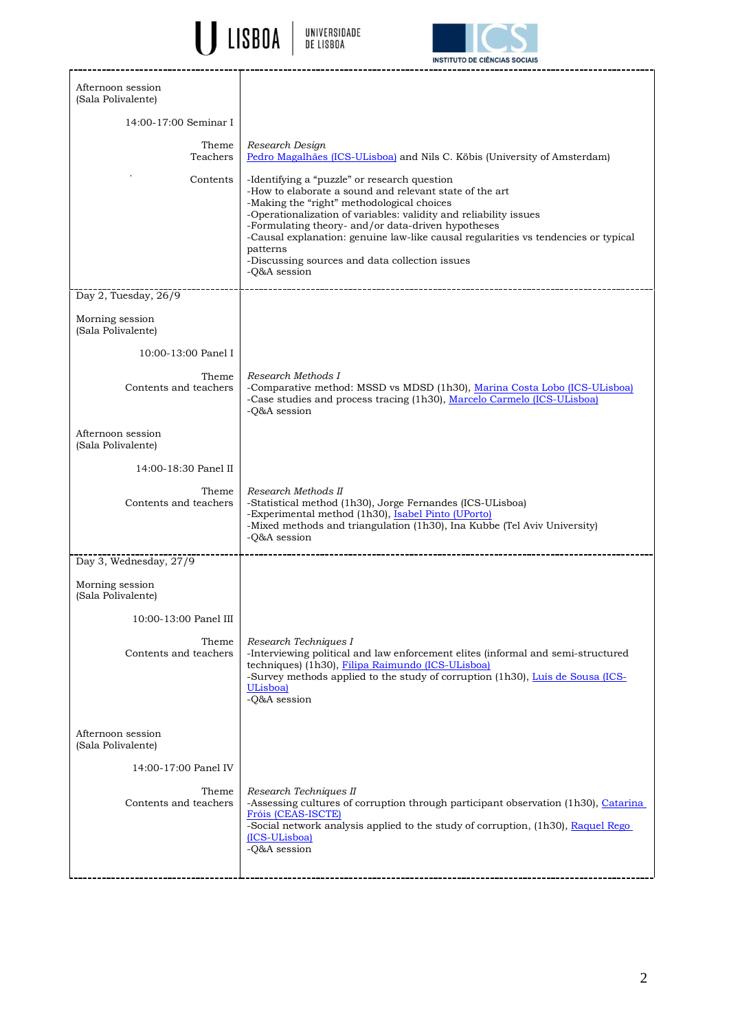| | |
|---|---|
| Afternoon session (Sala Polivalente) | |
| 14:00-17:00 Seminar I | |
| Theme | *Research Design* |
| Teachers | Pedro Magalhães (ICS-ULisboa) and Nils C. Köbis (University of Amsterdam) |
| Contents | -Identifying a “puzzle” or research question<br>-How to elaborate a sound and relevant state of the art<br>-Making the “right” methodological choices<br>-Operationalization of variables: validity and reliability issues<br>-Formulating theory- and/or data-driven hypotheses<br>-Causal explanation: genuine law-like causal regularities vs tendencies or typical patterns<br>-Discussing sources and data collection issues<br>-Q&A session |
| Day 2, Tuesday, 26/9 | |
| Morning session (Sala Polivalente) | |
| 10:00-13:00 Panel I | |
| Theme<br>Contents and teachers | *Research Methods I*<br>-Comparative method: MSSD vs MDSD (1h30), Marina Costa Lobo (ICS-ULisboa)<br>-Case studies and process tracing (1h30), Marcelo Carmelo (ICS-ULisboa)<br>-Q&A session |
| Afternoon session (Sala Polivalente) | |
| 14:00-18:30 Panel II | |
| Theme<br>Contents and teachers | *Research Methods II*<br>-Statistical method (1h30), Jorge Fernandes (ICS-ULisboa)<br>-Experimental method (1h30), Isabel Pinto (UPorto)<br>-Mixed methods and triangulation (1h30), Ina Kubbe (Tel Aviv University)<br>-Q&A session |
| Day 3, Wednesday, 27/9 | |
| Morning session (Sala Polivalente) | |
| 10:00-13:00 Panel III | |
| Theme<br>Contents and teachers | *Research Techniques I*<br>-Interviewing political and law enforcement elites (informal and semi-structured techniques) (1h30), Filipa Raimundo (ICS-ULisboa)<br>-Survey methods applied to the study of corruption (1h30), Luís de Sousa (ICS-ULisboa)<br>-Q&A session |
| Afternoon session (Sala Polivalente) | |
| 14:00-17:00 Panel IV | |
| Theme<br>Contents and teachers | *Research Techniques II*<br>-Assessing cultures of corruption through participant observation (1h30), Catarina Fróis (CEAS-ISCTE)<br>-Social network analysis applied to the study of corruption, (1h30), Raquel Rego (ICS-ULisboa)<br>-Q&A session |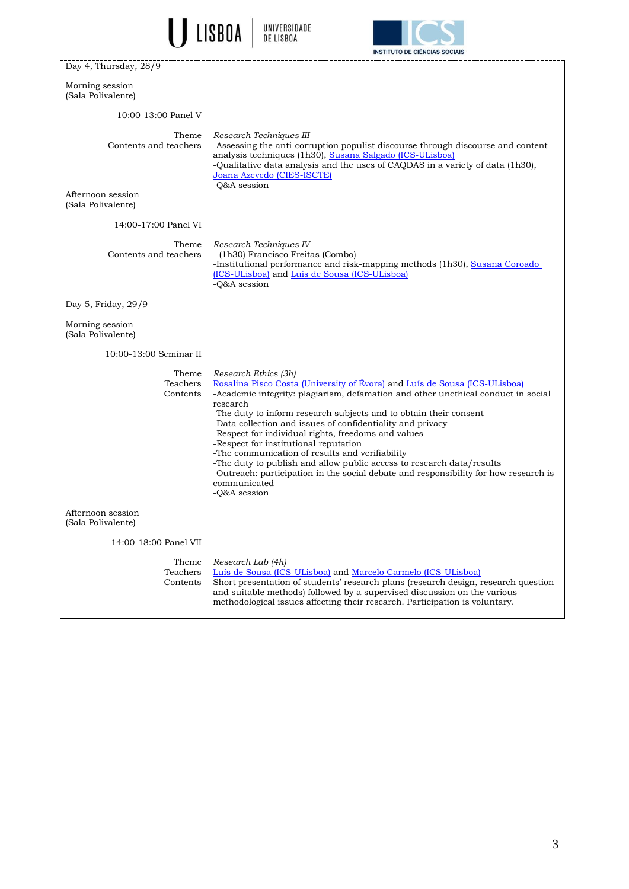| | |
|---|---|
| Day 4, Thursday, 28/9<br><br>Morning session<br>(Sala Polivalente)<br><br>10:00-13:00 Panel V<br><br>Theme<br>Contents and teachers | <br><br><br><br><br><br>*Research Techniques III*<br>-Assessing the anti-corruption populist discourse through discourse and content analysis techniques (1h30), Susana Salgado (ICS-ULisboa)<br>-Qualitative data analysis and the uses of CAQDAS in a variety of data (1h30), Joana Azevedo (CIES-ISCTE)<br>-Q&A session |
| Afternoon session<br>(Sala Polivalente)<br><br>14:00-17:00 Panel VI<br><br>Theme<br>Contents and teachers | <br><br><br><br><br>*Research Techniques IV*<br>- (1h30) Francisco Freitas (Combo)<br>-Institutional performance and risk-mapping methods (1h30), Susana Coroado (ICS-ULisboa) and Luís de Sousa (ICS-ULisboa)<br>-Q&A session |
| Day 5, Friday, 29/9<br><br>Morning session<br>(Sala Polivalente)<br><br>10:00-13:00 Seminar II<br><br>Theme<br>Teachers<br>Contents | <br><br><br><br><br><br>*Research Ethics (3h)*<br>Rosalina Pisco Costa (University of Évora) and Luís de Sousa (ICS-ULisboa)<br>-Academic integrity: plagiarism, defamation and other unethical conduct in social research<br>-The duty to inform research subjects and to obtain their consent<br>-Data collection and issues of confidentiality and privacy<br>-Respect for individual rights, freedoms and values<br>-Respect for institutional reputation<br>-The communication of results and verifiability<br>-The duty to publish and allow public access to research data/results<br>-Outreach: participation in the social debate and responsibility for how research is communicated<br>-Q&A session |
| Afternoon session<br>(Sala Polivalente)<br><br>14:00-18:00 Panel VII<br><br>Theme<br>Teachers<br>Contents | <br><br><br><br><br>*Research Lab (4h)*<br>Luís de Sousa (ICS-ULisboa) and Marcelo Carmelo (ICS-ULisboa)<br>Short presentation of students' research plans (research design, research question and suitable methods) followed by a supervised discussion on the various methodological issues affecting their research. Participation is voluntary. |